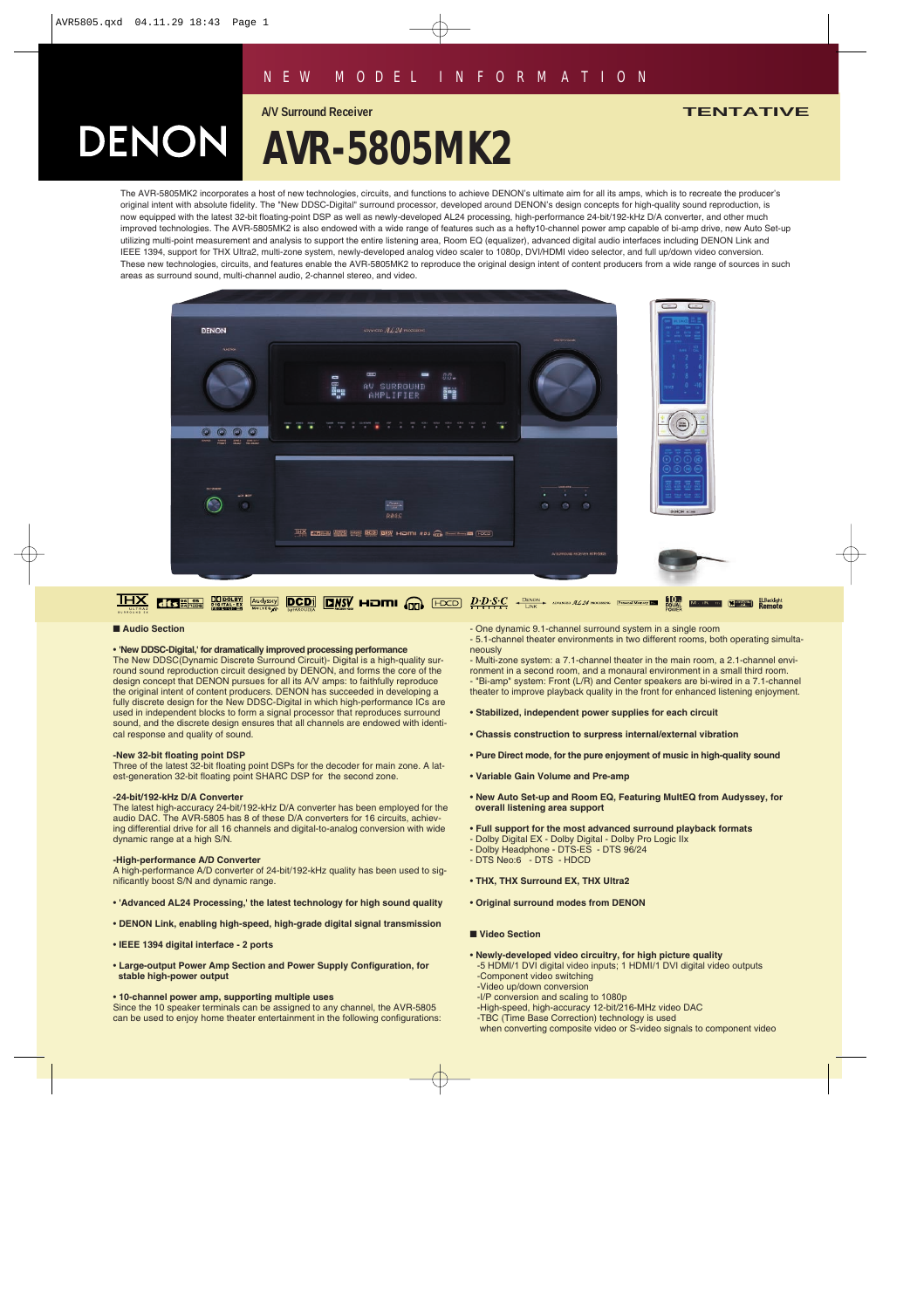NEW MODEL INFORMATION

A/V Surround Receiver

**TENTATIVE**

DENON

# AVR-5805MK2

The AVR-5805MK2 incorporates a host of new technologies, circuits, and functions to achieve DENON's ultimate aim for all its amps, which is to recreate the producer's original intent with absolute fidelity. The "New DDSC-Digital" surround processor, developed around DENON's design concepts for high-quality sound reproduction, is now equipped with the latest 32-bit floating-point DSP as well as newly-developed AL24 processing, high-performance 24-bit/192-kHz D/A converter, and other much improved technologies. The AVR-5805MK2 is also endowed with a wide range of features such as a hefty10-channel power amp capable of bi-amp drive, new Auto Set-up utilizing multi-point measurement and analysis to support the entire listening area, Room EQ (equalizer), advanced digital audio interfaces including DENON Link and IEEE 1394, support for THX Ultra2, multi-zone system, newly-developed analog video scaler to 1080p, DVI/HDMI video selector, and full up/down video conversion. These new technologies, circuits, and features enable the AVR-5805MK2 to reproduce the original design intent of content producers from a wide range of sources in such areas as surround sound, multi-channel audio, 2-channel stereo, and video.

## ■ Audio Section

**• 'New DDSC-Digital,' for dramatically improved processing performance**

The New DDSC(Dynamic Discrete Surround Circuit)- Digital is a high-quality surround sound reproduction circuit designed by DENON, and forms the core of the design concept that DENON pursues for all its A/V amps: to faithfully reproduce the original intent of content producers. DENON has succeeded in developing a fully discrete design for the New DDSC-Digital in which high-performance ICs are used in independent blocks to form a signal processor that reproduces surround sound, and the discrete design ensures that all channels are endowed with identical response and quality of sound.

**-New 32-bit floating point DSP**

Three of the latest 32-bit floating point DSPs for the decoder for main zone. A latest-generation 32-bit floating point SHARC DSP for the second zone.

**-24-bit/192-kHz D/A Converter**

The latest high-accuracy 24-bit/192-kHz D/A converter has been employed for the audio DAC. The AVR-5805 has 8 of these D/A converters for 16 circuits, achieving differential drive for all 16 channels and digital-to-analog conversion with wide dynamic range at a high S/N.

**-High-performance A/D Converter**

A high-performance A/D converter of 24-bit/192-kHz quality has been used to significantly boost S/N and dynamic range.

**• 'Advanced AL24 Processing,' the latest technology for high sound quality**

**• DENON Link, enabling high-speed, high-grade digital signal transmission**

**• IEEE 1394 digital interface - 2 ports**

**• Large-output Power Amp Section and Power Supply Configuration, for stable high-power output**

**• 10-channel power amp, supporting multiple uses**

Since the 10 speaker terminals can be assigned to any channel, the AVR-5805 can be used to enjoy home theater entertainment in the following configurations:

- One dynamic 9.1-channel surround system in a single room
- 5.1-channel theater environments in two different rooms, both operating simultaneously
- Multi-zone system: a 7.1-channel theater in the main room, a 2.1-channel environment in a second room, and a monaural environment in a small third room.
- "Bi-amp" system: Front (L/R) and Center speakers are bi-wired in a 7.1-channel theater to improve playback quality in the front for enhanced listening enjoyment.

**• Stabilized, independent power supplies for each circuit**

**• Chassis construction to surpress internal/external vibration**

**• Pure Direct mode, for the pure enjoyment of music in high-quality sound**

**• Variable Gain Volume and Pre-amp**

**• New Auto Set-up and Room EQ, Featuring MultEQ from Audyssey, for overall listening area support**

**• Full support for the most advanced surround playback formats**

- Dolby Digital EX - Dolby Digital - Dolby Pro Logic IIx
- Dolby Headphone - DTS-ES - DTS 96/24
- DTS Neo:6 - DTS - HDCD

**• THX, THX Surround EX, THX Ultra2**

**• Original surround modes from DENON**

## ■ Video Section

**• Newly-developed video circuitry, for high picture quality**

- -5 HDMI/1 DVI digital video inputs; 1 HDMI/1 DVI digital video outputs
- -Component video switching
- -Video up/down conversion
- -I/P conversion and scaling to 1080p
- -High-speed, high-accuracy 12-bit/216-MHz video DAC
- -TBC (Time Base Correction) technology is used when converting composite video or S-video signals to component video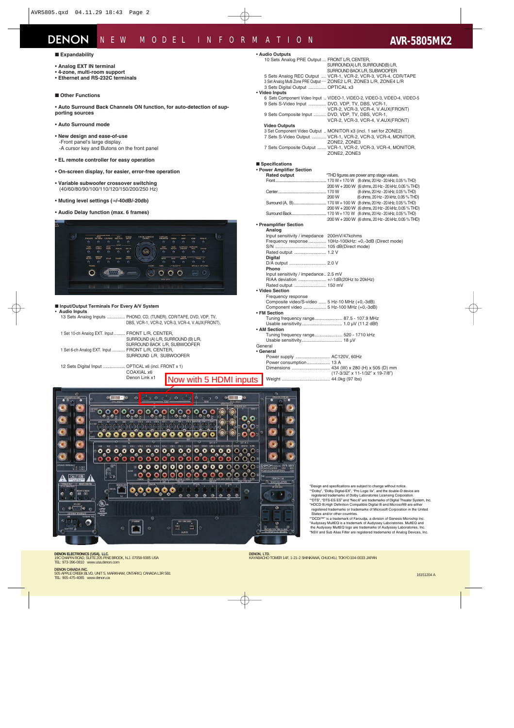# DENON NEW MODEL INFORMATION AVR-5805MK2

## ■ Expandability

- **Analog EXT IN terminal**
- **4-zone, multi-room support**
- **Ethernet and RS-232C terminals**

## ■ Other Functions

- **Auto Surround Back Channels ON function, for auto-detection of supporting sources**
- **Auto Surround mode**
- **New design and ease-of-use**
  - -Front panel's large display.
  - -A cursor key and Butons on the front panel
- **EL remote controller for easy operation**
- **On-screen display, for easier, error-free operation**
- **Variable subwoofer crossover switching** (40/60/80/90/100/110/120/150/200/250 Hz)
- **Muting level settings (∞/-40dB/-20db)**
- **Audio Delay function (max. 6 frames)**

## ■ Input/Output Terminals For Every A/V System

**• Audio Inputs**

| | |
|---|---|
| 13 Sets Analog Inputs | PHONO, CD, (TUNER), CDR/TAPE, DVD, VDP, TV, DBS, VCR-1, VCR-2, VCR-3, VCR-4, V.AUX(FRONT), |
| 1 Set 10-ch Analog EXT. Input | FRONT L/R, CENTER, SURROUND (A) L/R, SURROUND (B) L/R, SURROUND BACK L/R, SUBWOOFER |
| 1 Set 6-ch Analog EXT. Input | FRONT L/R, CENTER, SURROUND L/R, SUBWOOFER |
| 12 Sets Digital Input | OPTICAL x6 (incl. FRONT x 1) COAXIAL x6 Denon Link x1 |

Now with 5 HDMI inputs

**• Audio Outputs**

| | |
|---|---|
| 10 Sets Analog PRE Output | FRONT L/R, CENTER, SURROUND(A) L/R, SURROUND(B) L/R, SURROUND BACK L/R, SUBWOOFER |
| 5 Sets Analog REC Output | VCR-1, VCR-2, VCR-3, VCR-4, CDR/TAPE |
| 3 Set Analog Multi Zone PRE Output | ZONE2 L/R, ZONE3 L/R, ZONE4 L/R |
| 3 Sets Digital Output | OPTICAL x3 |

**• Video Inputs**

| | |
|---|---|
| 6 Sets Component Video Input | VIDEO-1, VIDEO-2, VIDEO-3, VIDEO-4, VIDEO-5 |
| 9 Sets S-Video Input | DVD, VDP, TV, DBS, VCR-1, VCR-2, VCR-3, VCR-4, V.AUX(FRONT) |
| 9 Sets Composite Input | DVD, VDP, TV, DBS, VCR-1, VCR-2, VCR-3, VCR-4, V.AUX(FRONT) |

**Video Outputs**

| | |
|---|---|
| 3 Set Component Video Output | MONITOR x3 (incl. 1 set for ZONE2) |
| 7 Sets S-Video Output | VCR-1, VCR-2, VCR-3, VCR-4, MONITOR, ZONE2, ZONE3 |
| 7 Sets Composite Output | VCR-1, VCR-2, VCR-3, VCR-4, MONITOR, ZONE2, ZONE3 |

## ■ Specifications

**• Power Amplifier Section**

**Rated output** — *THD figures are power amp stage values.

| | | |
|---|---|---|
| Front | 170 W + 170 W | (8 ohms, 20 Hz - 20 kHz, 0.05 % THD) |
| | 200 W + 200 W | (6 ohms, 20 Hz - 20 kHz, 0.05 % THD) |
| Center | 170 W | (8 ohms, 20 Hz - 20 kHz, 0.05 % THD) |
| | 200 W | (6 ohms, 20 Hz - 20 kHz, 0.05 % THD) |
| Surround (A, B) | 170 W + 100 W | (8 ohms, 20 Hz - 20 kHz, 0.05 % THD) |
| | 200 W + 200 W | (6 ohms, 20 Hz - 20 kHz, 0.05 % THD) |
| Surround Back | 170 W + 170 W | (8 ohms, 20 Hz - 20 kHz, 0.05 % THD) |
| | 200 W + 200 W | (6 ohms, 20 Hz - 20 kHz, 0.05 % THD) |

**• Preamplifier Section**

**Analog**

- Input sensitivity / impedance: 200mV/47kohms
- Frequency response: 10Hz-100kHz: +0,-3dB (Direct mode)
- S/N: 105 dB(Direct mode)
- Rated output: 1.2 V

**Digital**

- D/A output: 2.0 V

**Phono**

- Input sensitivity / impedance: 2.5 mV
- RIAA deviation: +/-1dB(20Hz to 20kHz)
- Rated output: 150 mV

**• Video Section**

Frequency response

- Composite video/S-video: 5 Hz-10 MHz (+0,-3dB)
- Component video: 5 Hz-100 MHz (+0,-3dB)

**• FM Section**

- Tuning frequency range: 87.5 - 107.9 MHz
- Usable sensitivity: 1.0 µV (11.2 dBf)

**• AM Section**

- Tuning frequency range: 520 - 1710 kHz
- Usable sensitivity: 18 µV

General

**• General**

- Power supply: AC120V, 60Hz
- Power consumption: 13 A
- Dimensions: 434 (W) x 280 (H) x 505 (D) mm (17-3/32" x 11-1/32" x 19-7/8")
- Weight: 44.0kg (97 lbs)

*Design and specifications are subject to change without notice.
*"Dolby", "Dolby Digital-EX", "Pro Logic IIx", and the double-D device are registered trademarks of Dolby Laboratories Licensing Corporation.
*"DTS", "DTS-ES ES" and "Neo:6" are trademarks of Digital Theater System, Inc.
*HDCD ®,High Definition Compatible Digital ® and Microsoft® are either registered trademarks or trademarks of Microsoft Corporation in the United States and/or other countries.
*"DCDi™" is a trademark of Faroudja, a division of Genesis Microchip Inc.
*Audyssey MultEQ is a trademark of Audyssey Laboratories. MultEQ and the Audyssey MultEQ logo are trademarks of Audyssey Laboratories, Inc.
*NSV and Sub Alias Filter are registered trademarks of Analog Devices, Inc.

**DENON ELECTRONICS (USA), LLC.**
19C CHAPIN ROAD, SUITE 205 PINE BROOK, N.J. 07058-9385 USA
TEL: 973-396-0810 www.usa.denon.com

**DENON CANADA INC.**
505 APPLE CREEK BLVD, UNIT 5, MARKHAM, ONTARIO, CANADA L3R 5B1
TEL: 905-475-4085 www.denon.ca

**DENON, LTD.**
KAYABACHO TOWER 14F, 1-21-2 SHINKAWA, CHUO-KU, TOKYO 104-0033 JAPAN

16151204 A